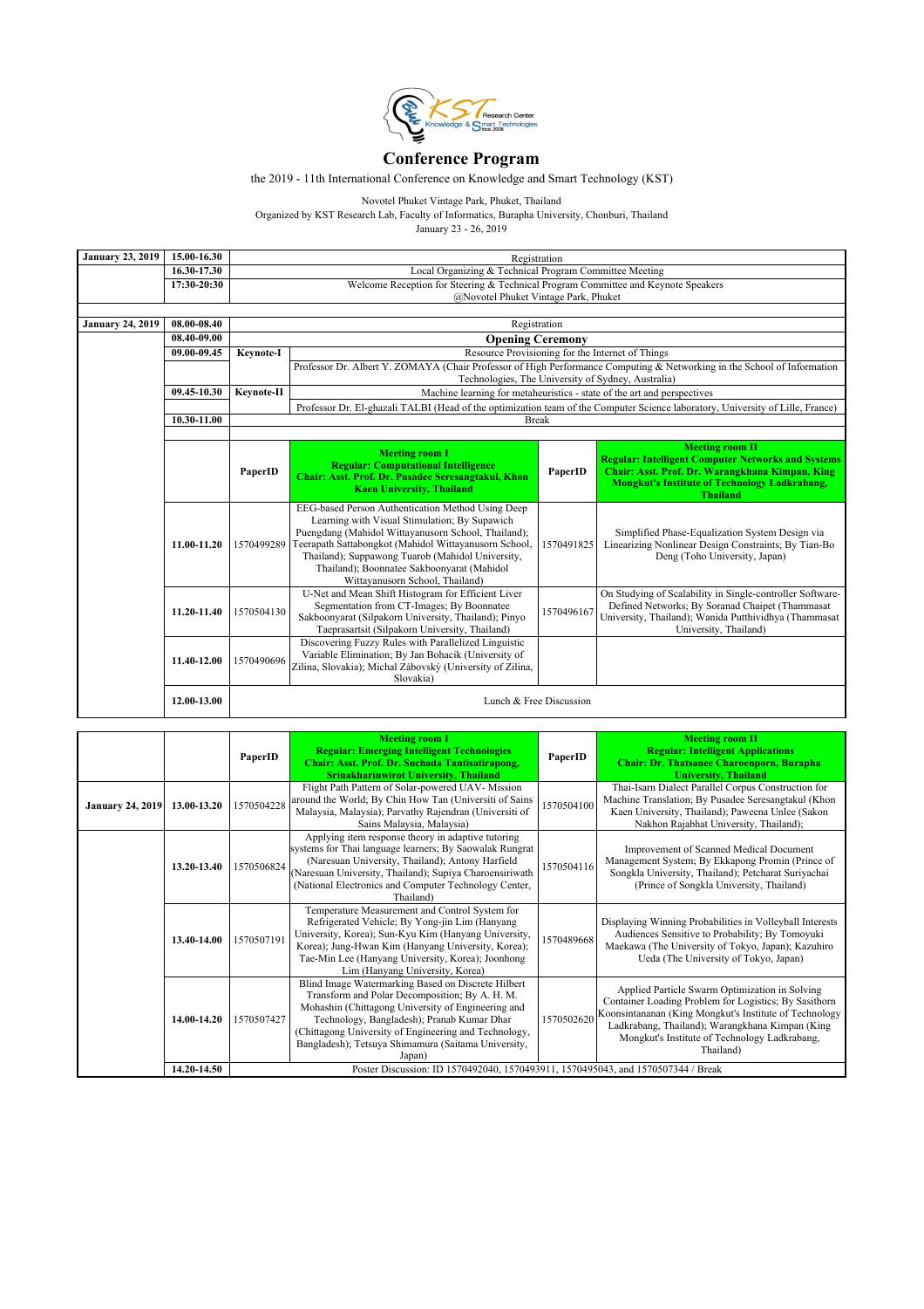KST Research Center
Knowledge & Smart Technologies
Since 2008

# Conference Program

the 2019 - 11th International Conference on Knowledge and Smart Technology (KST)

Novotel Phuket Vintage Park, Phuket, Thailand
Organized by KST Research Lab, Faculty of Informatics, Burapha University, Chonburi, Thailand
January 23 - 26, 2019

| Date | Time | | | | |
|---|---|---|---|---|---|
| **January 23, 2019** | **15.00-16.30** | Registration | | | |
| | **16.30-17.30** | Local Organizing & Technical Program Committee Meeting | | | |
| | **17:30-20:30** | Welcome Reception for Steering & Technical Program Committee and Keynote Speakers @Novotel Phuket Vintage Park, Phuket | | | |
| **January 24, 2019** | **08.00-08.40** | Registration | | | |
| | **08.40-09.00** | **Opening Ceremony** | | | |
| | **09.00-09.45** | **Keynote-I** | Resource Provisioning for the Internet of Things | | |
| | | | Professor Dr. Albert Y. ZOMAYA (Chair Professor of High Performance Computing & Networking in the School of Information Technologies, The University of Sydney, Australia) | | |
| | **09.45-10.30** | **Keynote-II** | Machine learning for metaheuristics - state of the art and perspectives | | |
| | | | Professor Dr. El-ghazali TALBI (Head of the optimization team of the Computer Science laboratory, University of Lille, France) | | |
| | **10.30-11.00** | Break | | | |
| | | **PaperID** | **Meeting room I** **Regular: Computational Intelligence** **Chair: Asst. Prof. Dr. Pusadee Seresangtakul, Khon Kaen University, Thailand** | **PaperID** | **Meeting room II** **Regular: Intelligent Computer Networks and Systems** **Chair: Asst. Prof. Dr. Warangkhana Kimpan, King Mongkut's Institute of Technology Ladkrabang, Thailand** |
| | **11.00-11.20** | 1570499289 | EEG-based Person Authentication Method Using Deep Learning with Visual Stimulation; By Supawich Puengdang (Mahidol Wittayanusorn School, Thailand); Teerapath Sattabongkot (Mahidol Wittayanusorn School, Thailand); Suppawong Tuarob (Mahidol University, Thailand); Boonnatee Sakboonyarat (Mahidol Wittayanusorn School, Thailand) | 1570491825 | Simplified Phase-Equalization System Design via Linearizing Nonlinear Design Constraints; By Tian-Bo Deng (Toho University, Japan) |
| | **11.20-11.40** | 1570504130 | U-Net and Mean Shift Histogram for Efficient Liver Segmentation from CT-Images; By Boonnatee Sakboonyarat (Silpakorn University, Thailand); Pinyo Taeprasartsit (Silpakorn University, Thailand) | 1570496167 | On Studying of Scalability in Single-controller Software-Defined Networks; By Soranad Chaipet (Thammasat University, Thailand); Wanida Putthividhya (Thammasat University, Thailand) |
| | **11.40-12.00** | 1570490696 | Discovering Fuzzy Rules with Parallelized Linguistic Variable Elimination; By Jan Bohacik (University of Zilina, Slovakia); Michal Zábovský (University of Zilina, Slovakia) | | |
| | **12.00-13.00** | Lunch & Free Discussion | | | |

| Date | Time | PaperID | Meeting room I | PaperID | Meeting room II |
|---|---|---|---|---|---|
| | | **PaperID** | **Meeting room I** **Regular: Emerging Intelligent Technologies** **Chair: Asst. Prof. Dr. Suchada Tantisatirapong, Srinakharinwirot University, Thailand** | **PaperID** | **Meeting room II** **Regular: Intelligent Applications** **Chair: Dr. Thatsanee Charoenporn, Burapha University, Thailand** |
| **January 24, 2019** | **13.00-13.20** | 1570504228 | Flight Path Pattern of Solar-powered UAV- Mission around the World; By Chin How Tan (Universiti of Sains Malaysia, Malaysia); Parvathy Rajendran (Universiti of Sains Malaysia, Malaysia) | 1570504100 | Thai-Isarn Dialect Parallel Corpus Construction for Machine Translation; By Pusadee Seresangtakul (Khon Kaen University, Thailand); Paweena Unlee (Sakon Nakhon Rajabhat University, Thailand); |
| | **13.20-13.40** | 1570506824 | Applying item response theory in adaptive tutoring systems for Thai language learners; By Saowalak Rungrat (Naresuan University, Thailand); Antony Harfield (Naresuan University, Thailand); Supiya Charoensiriwath (National Electronics and Computer Technology Center, Thailand) | 1570504116 | Improvement of Scanned Medical Document Management System; By Ekkapong Promin (Prince of Songkla University, Thailand); Petcharat Suriyachai (Prince of Songkla University, Thailand) |
| | **13.40-14.00** | 1570507191 | Temperature Measurement and Control System for Refrigerated Vehicle; By Yong-jin Lim (Hanyang University, Korea); Sun-Kyu Kim (Hanyang University, Korea); Jung-Hwan Kim (Hanyang University, Korea); Tae-Min Lee (Hanyang University, Korea); Joonhong Lim (Hanyang University, Korea) | 1570489668 | Displaying Winning Probabilities in Volleyball Interests Audiences Sensitive to Probability; By Tomoyuki Maekawa (The University of Tokyo, Japan); Kazuhiro Ueda (The University of Tokyo, Japan) |
| | **14.00-14.20** | 1570507427 | Blind Image Watermarking Based on Discrete Hilbert Transform and Polar Decomposition; By A. H. M. Mohashin (Chittagong University of Engineering and Technology, Bangladesh); Pranab Kumar Dhar (Chittagong University of Engineering and Technology, Bangladesh); Tetsuya Shimamura (Saitama University, Japan) | 1570502620 | Applied Particle Swarm Optimization in Solving Container Loading Problem for Logistics; By Sasithorn Koonsintananan (King Mongkut's Institute of Technology Ladkrabang, Thailand); Warangkhana Kimpan (King Mongkut's Institute of Technology Ladkrabang, Thailand) |
| | **14.20-14.50** | Poster Discussion: ID 1570492040, 1570493911, 1570495043, and 1570507344 / Break | | | |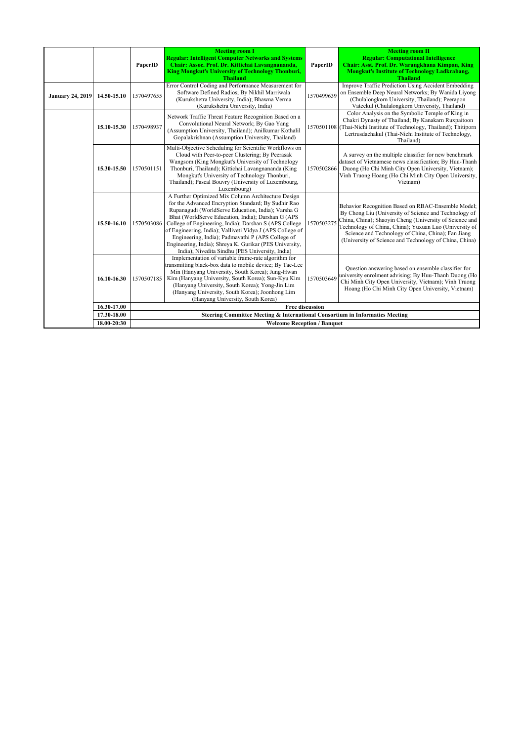| | | PaperID | **Meeting room I** **Regular: Intelligent Computer Networks and Systems** **Chair: Assoc. Prof. Dr. Kittichai Lavangnananda, King Mongkut's University of Technology Thonburi, Thailand** | PaperID | **Meeting room II** **Regular: Computational Intelligence** **Chair: Asst. Prof. Dr. Warangkhana Kimpan, King Mongkut's Institute of Technology Ladkrabang, Thailand** |
|---|---|---|---|---|---|
| **January 24, 2019** | **14.50-15.10** | 1570497655 | Error Control Coding and Performance Measurement for Software Defined Radios; By Nikhil Marriwala (Kurukshetra University, India); Bhawna Verma (Kurukshetra University, India) | 1570499639 | Improve Traffic Prediction Using Accident Embedding on Ensemble Deep Neural Networks; By Wanida Liyong (Chulalongkorn University, Thailand); Peerapon Vateekul (Chulalongkorn University, Thailand) |
| | **15.10-15.30** | 1570498937 | Network Traffic Threat Feature Recognition Based on a Convolutional Neural Network; By Gao Yang (Assumption University, Thailand); Anilkumar Kothalil Gopalakrishnan (Assumption University, Thailand) | 1570501108 | Color Analysis on the Symbolic Temple of King in Chakri Dynasty of Thailand; By Kanakarn Ruxpaitoon (Thai-Nichi Institute of Technology, Thailand); Thitiporn Lertrusdachakul (Thai-Nichi Institute of Technology, Thailand) |
| | **15.30-15.50** | 1570501151 | Multi-Objective Scheduling for Scientific Workflows on Cloud with Peer-to-peer Clustering; By Peerasak Wangsom (King Mongkut's University of Technology Thonburi, Thailand); Kittichai Lavangnananda (King Mongkut's University of Technology Thonburi, Thailand); Pascal Bouvry (University of Luxembourg, Luxembourg) | 1570502866 | A survey on the multiple classifier for new benchmark dataset of Vietnamese news classification; By Huu-Thanh Duong (Ho Chi Minh City Open University, Vietnam); Vinh Truong Hoang (Ho Chi Minh City Open University, Vietnam) |
| | **15.50-16.10** | 1570503086 | A Further Optimized Mix Column Architecture Design for the Advanced Encryption Standard; By Sudhir Rao Rupanagudi (WorldServe Education, India); Varsha G Bhat (WorldServe Education, India); Darshan G (APS College of Engineering, India); Darshan S (APS College of Engineering, India); Valliveti Vidya J (APS College of Engineering, India); Padmavathi P (APS College of Engineering, India); Shreya K. Gurikar (PES University, India); Nivedita Sindhu (PES University, India) | 1570503275 | Behavior Recognition Based on RBAC-Ensemble Model; By Chong Liu (University of Science and Technology of China, China); Shaoyin Cheng (University of Science and Technology of China, China); Yuxuan Luo (University of Science and Technology of China, China); Fan Jiang (University of Science and Technology of China, China) |
| | **16.10-16.30** | 1570507185 | Implementation of variable frame-rate algorithm for transmitting black-box data to mobile device; By Tae-Lee Min (Hanyang University, South Korea); Jung-Hwan Kim (Hanyang University, South Korea); Sun-Kyu Kim (Hanyang University, South Korea); Yong-Jin Lim (Hanyang University, South Korea); Joonhong Lim (Hanyang University, South Korea) | 1570503649 | Question answering based on ensemble classifier for university enrolment advising; By Huu-Thanh Duong (Ho Chi Minh City Open University, Vietnam); Vinh Truong Hoang (Ho Chi Minh City Open University, Vietnam) |
| | **16.30-17.00** | **Free discussion** | | | |
| | **17.30-18.00** | **Steering Committee Meeting & International Consortium in Informatics Meeting** | | | |
| | **18.00-20:30** | **Welcome Reception / Banquet** | | | |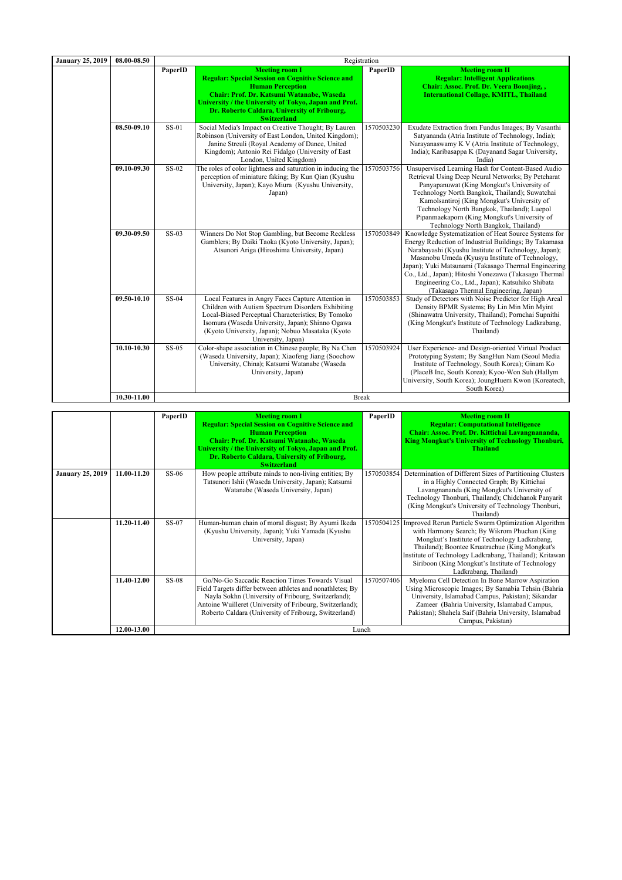| January 25, 2019 | 08.00-08.50 | Registration | | | |
|---|---|---|---|---|---|
| | | **PaperID** | **Meeting room I** **Regular: Special Session on Cognitive Science and Human Perception** **Chair: Prof. Dr. Katsumi Watanabe, Waseda University / the University of Tokyo, Japan and Prof. Dr. Roberto Caldara, University of Fribourg, Switzerland** | **PaperID** | **Meeting room II** **Regular: Intelligent Applications** **Chair: Assoc. Prof. Dr. Veera Boonjing, , International Collage, KMITL, Thailand** |
| | 08.50-09.10 | SS-01 | Social Media's Impact on Creative Thought; By Lauren Robinson (University of East London, United Kingdom); Janine Streuli (Royal Academy of Dance, United Kingdom); Antonio Rei Fidalgo (University of East London, United Kingdom) | 1570503230 | Exudate Extraction from Fundus Images; By Vasanthi Satyananda (Atria Institute of Technology, India); Narayanaswamy K V (Atria Institute of Technology, India); Karibasappa K (Dayanand Sagar University, India) |
| | 09.10-09.30 | SS-02 | The roles of color lightness and saturation in inducing the perception of miniature faking; By Kun Qian (Kyushu University, Japan); Kayo Miura (Kyushu University, Japan) | 1570503756 | Unsupervised Learning Hash for Content-Based Audio Retrieval Using Deep Neural Networks; By Petcharat Panyapanuwat (King Mongkut's University of Technology North Bangkok, Thailand); Suwatchai Kamolsantiroj (King Mongkut's University of Technology North Bangkok, Thailand); Luepol Pipanmaekaporn (King Mongkut's University of Technology North Bangkok, Thailand) |
| | 09.30-09.50 | SS-03 | Winners Do Not Stop Gambling, but Become Reckless Gamblers; By Daiki Taoka (Kyoto University, Japan); Atsunori Ariga (Hiroshima University, Japan) | 1570503849 | Knowledge Systematization of Heat Source Systems for Energy Reduction of Industrial Buildings; By Takamasa Narabayashi (Kyushu Institute of Technology, Japan); Masanobu Umeda (Kyusyu Institute of Technology, Japan); Yuki Matsunami (Takasago Thermal Engineering Co., Ltd., Japan); Hitoshi Yonezawa (Takasago Thermal Engineering Co., Ltd., Japan); Katsuhiko Shibata (Takasago Thermal Engineering, Japan) |
| | 09.50-10.10 | SS-04 | Local Features in Angry Faces Capture Attention in Children with Autism Spectrum Disorders Exhibiting Local-Biased Perceptual Characteristics; By Tomoko Isomura (Waseda University, Japan); Shinno Ogawa (Kyoto University, Japan); Nobuo Masataka (Kyoto University, Japan) | 1570503853 | Study of Detectors with Noise Predictor for High Areal Density BPMR Systems; By Lin Min Min Myint (Shinawatra University, Thailand); Pornchai Supnithi (King Mongkut's Institute of Technology Ladkrabang, Thailand) |
| | 10.10-10.30 | SS-05 | Color-shape association in Chinese people; By Na Chen (Waseda University, Japan); Xiaofeng Jiang (Soochow University, China); Katsumi Watanabe (Waseda University, Japan) | 1570503924 | User Experience- and Design-oriented Virtual Product Prototyping System; By SangHun Nam (Seoul Media Institute of Technology, South Korea); Ginam Ko (PlaceB Inc, South Korea); Kyoo-Won Suh (Hallym University, South Korea); JoungHuem Kwon (Koreatech, South Korea) |
| | 10.30-11.00 | Break | | | |

| | | PaperID | Meeting room I | PaperID | Meeting room II |
|---|---|---|---|---|---|
| | | **PaperID** | **Meeting room I** **Regular: Special Session on Cognitive Science and Human Perception** **Chair: Prof. Dr. Katsumi Watanabe, Waseda University / the University of Tokyo, Japan and Prof. Dr. Roberto Caldara, University of Fribourg, Switzerland** | **PaperID** | **Meeting room II** **Regular: Computational Intelligence** **Chair: Assoc. Prof. Dr. Kittichai Lavangnananda, King Mongkut's University of Technology Thonburi, Thailand** |
| January 25, 2019 | 11.00-11.20 | SS-06 | How people attribute minds to non-living entities; By Tatsunori Ishii (Waseda University, Japan); Katsumi Watanabe (Waseda University, Japan) | 1570503854 | Determination of Different Sizes of Partitioning Clusters in a Highly Connected Graph; By Kittichai Lavangnananda (King Mongkut's University of Technology Thonburi, Thailand); Chidchanok Panyarit (King Mongkut's University of Technology Thonburi, Thailand) |
| | 11.20-11.40 | SS-07 | Human-human chain of moral disgust; By Ayumi Ikeda (Kyushu University, Japan); Yuki Yamada (Kyushu University, Japan) | 1570504125 | Improved Rerun Particle Swarm Optimization Algorithm with Harmony Search; By Wikrom Phuchan (King Mongkut's Institute of Technology Ladkrabang, Thailand); Boontee Kruatrachue (King Mongkut's Institute of Technology Ladkrabang, Thailand); Kritawan Siriboon (King Mongkut's Institute of Technology Ladkrabang, Thailand) |
| | 11.40-12.00 | SS-08 | Go/No-Go Saccadic Reaction Times Towards Visual Field Targets differ between athletes and nonathletes; By Nayla Sokhn (University of Fribourg, Switzerland); Antoine Wuilleret (University of Fribourg, Switzerland); Roberto Caldara (University of Fribourg, Switzerland) | 1570507406 | Myeloma Cell Detection In Bone Marrow Aspiration Using Microscopic Images; By Samabia Tehsin (Bahria University, Islamabad Campus, Pakistan); Sikandar Zameer (Bahria University, Islamabad Campus, Pakistan); Shahela Saif (Bahria University, Islamabad Campus, Pakistan) |
| | 12.00-13.00 | Lunch | | | |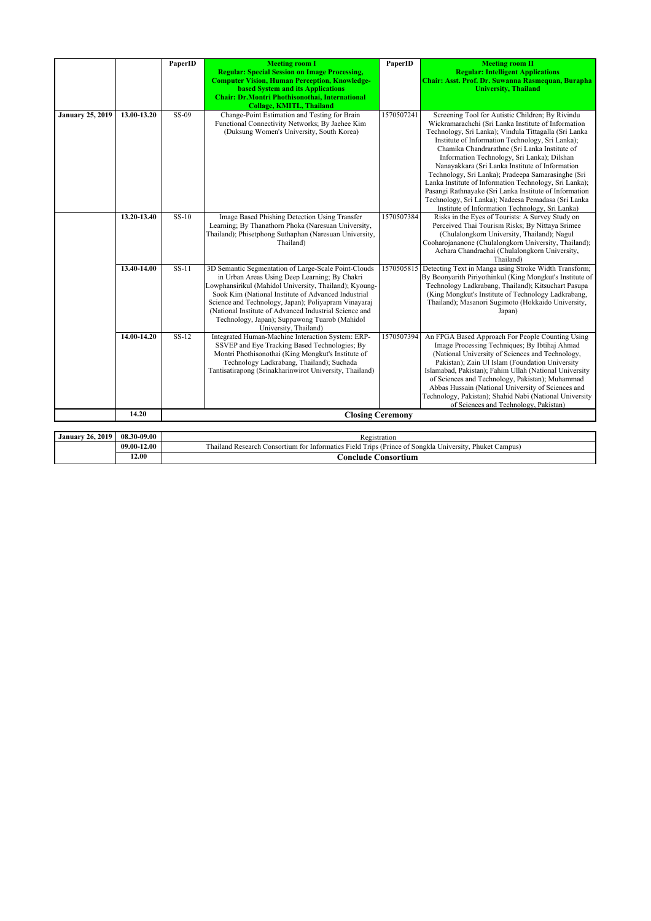| | | PaperID | Meeting room I<br>Regular: Special Session on Image Processing, Computer Vision, Human Perception, Knowledge-based System and its Applications<br>Chair: Dr.Montri Phothisonothai, International Collage, KMITL, Thailand | PaperID | Meeting room II<br>Regular: Intelligent Applications<br>Chair: Asst. Prof. Dr. Suwanna Rasmequan, Burapha University, Thailand |
|---|---|---|---|---|---|
| **January 25, 2019** | **13.00-13.20** | SS-09 | Change-Point Estimation and Testing for Brain Functional Connectivity Networks; By Jaehee Kim (Duksung Women's University, South Korea) | 1570507241 | Screening Tool for Autistic Children; By Rivindu Wickramarachchi (Sri Lanka Institute of Information Technology, Sri Lanka); Vindula Tittagalla (Sri Lanka Institute of Information Technology, Sri Lanka); Chamika Chandrarathne (Sri Lanka Institute of Information Technology, Sri Lanka); Dilshan Nanayakkara (Sri Lanka Institute of Information Technology, Sri Lanka); Pradeepa Samarasinghe (Sri Lanka Institute of Information Technology, Sri Lanka); Pasangi Rathnayake (Sri Lanka Institute of Information Technology, Sri Lanka); Nadeesa Pemadasa (Sri Lanka Institute of Information Technology, Sri Lanka) |
| | **13.20-13.40** | SS-10 | Image Based Phishing Detection Using Transfer Learning; By Thanathorn Phoka (Naresuan University, Thailand); Phisetphong Suthaphan (Naresuan University, Thailand) | 1570507384 | Risks in the Eyes of Tourists: A Survey Study on Perceived Thai Tourism Risks; By Nittaya Srimee (Chulalongkorn University, Thailand); Nagul Cooharojananone (Chulalongkorn University, Thailand); Achara Chandrachai (Chulalongkorn University, Thailand) |
| | **13.40-14.00** | SS-11 | 3D Semantic Segmentation of Large-Scale Point-Clouds in Urban Areas Using Deep Learning; By Chakri Lowphansirikul (Mahidol University, Thailand); Kyoung-Sook Kim (National Institute of Advanced Industrial Science and Technology, Japan); Poliyapram Vinayaraj (National Institute of Advanced Industrial Science and Technology, Japan); Suppawong Tuarob (Mahidol University, Thailand) | 1570505815 | Detecting Text in Manga using Stroke Width Transform; By Boonyarith Piriyothinkul (King Mongkut's Institute of Technology Ladkrabang, Thailand); Kitsuchart Pasupa (King Mongkut's Institute of Technology Ladkrabang, Thailand); Masanori Sugimoto (Hokkaido University, Japan) |
| | **14.00-14.20** | SS-12 | Integrated Human-Machine Interaction System: ERP-SSVEP and Eye Tracking Based Technologies; By Montri Phothisonothai (King Mongkut's Institute of Technology Ladkrabang, Thailand); Suchada Tantisatirapong (Srinakharinwirot University, Thailand) | 1570507394 | An FPGA Based Approach For People Counting Using Image Processing Techniques; By Ibtihaj Ahmad (National University of Sciences and Technology, Pakistan); Zain Ul Islam (Foundation University Islamabad, Pakistan); Fahim Ullah (National University of Sciences and Technology, Pakistan); Muhammad Abbas Hussain (National University of Sciences and Technology, Pakistan); Shahid Nabi (National University of Sciences and Technology, Pakistan) |
| | **14.20** | **Closing Ceremony** | | | |

| | | |
|---|---|---|
| **January 26, 2019** | **08.30-09.00** | Registration |
| | **09.00-12.00** | Thailand Research Consortium for Informatics Field Trips (Prince of Songkla University, Phuket Campus) |
| | **12.00** | **Conclude Consortium** |